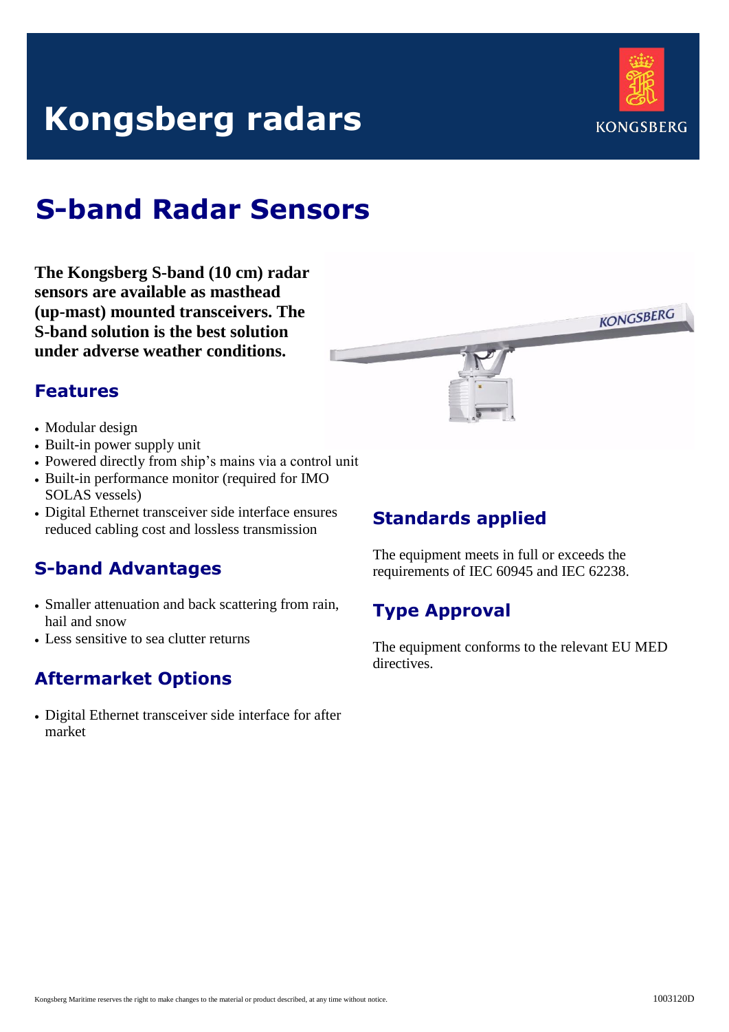# Kongsberg radars

## S-band Radar Sensors

**The Kongsberg S-band (10 cm) radar sensors are available as masthead (up-mast) mounted transceivers. The S-band solution is the best solution under adverse weather conditions.**

### Features

- Modular design
- Built-in power supply unit
- Powered directly from ship's mains via a control unit
- Built-in performance monitor (required for IMO SOLAS vessels)
- Digital Ethernet transceiver side interface ensures reduced cabling cost and lossless transmission

### S-band Advantages

- Smaller attenuation and back scattering from rain, hail and snow
- Less sensitive to sea clutter returns

### Aftermarket Options

- Digital Ethernet transceiver side interface for after market

### Standards applied

The equipment meets in full or exceeds the requirements of IEC 60945 and IEC 62238.

### Type Approval

The equipment conforms to the relevant EU MED directives.

Kongsberg Maritime reserves the right to make changes to the material or product described, at any time without notice.

1003120D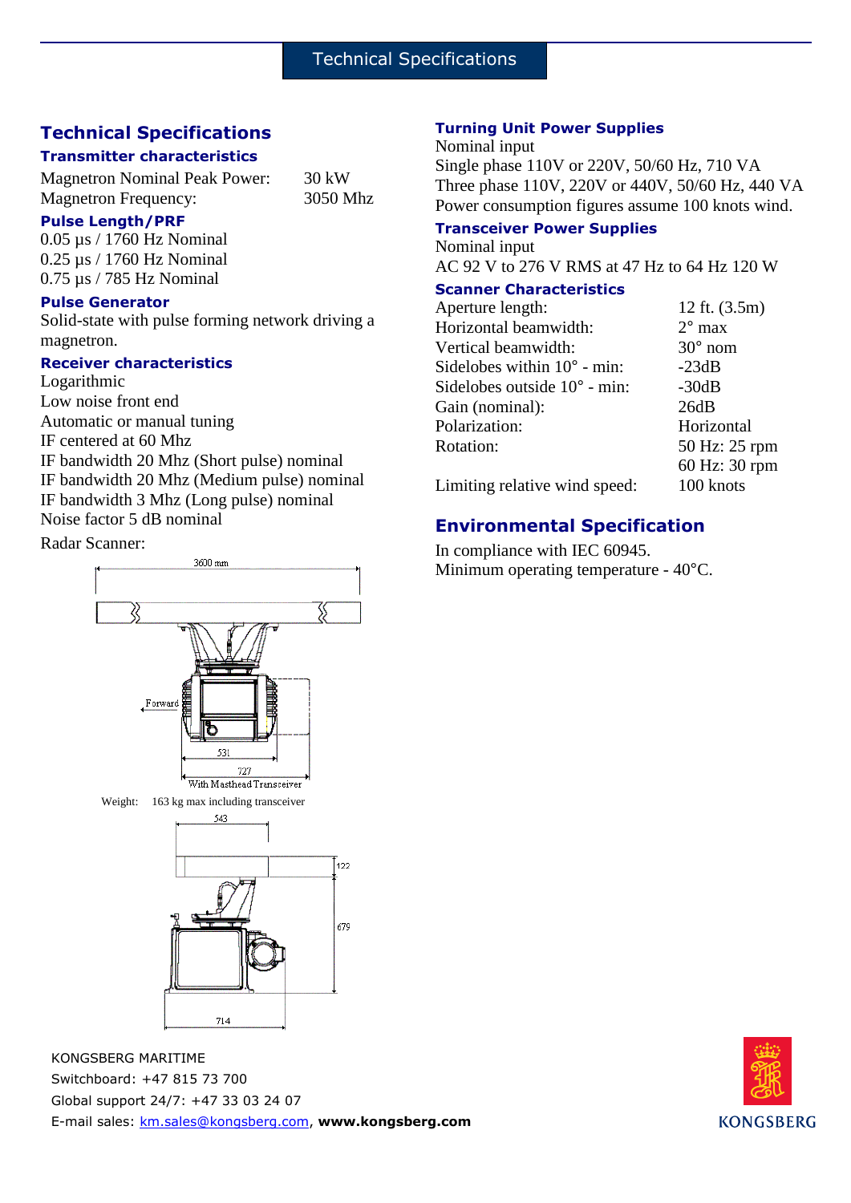## Technical Specifications

### Transmitter characteristics

| | |
|---|---|
| Magnetron Nominal Peak Power: | 30 kW |
| Magnetron Frequency: | 3050 Mhz |

### Pulse Length/PRF

0.05 µs / 1760 Hz Nominal
0.25 µs / 1760 Hz Nominal
0.75 µs / 785 Hz Nominal

### Pulse Generator

Solid-state with pulse forming network driving a magnetron.

### Receiver characteristics

Logarithmic
Low noise front end
Automatic or manual tuning
IF centered at 60 Mhz
IF bandwidth 20 Mhz (Short pulse) nominal
IF bandwidth 20 Mhz (Medium pulse) nominal
IF bandwidth 3 Mhz (Long pulse) nominal
Noise factor 5 dB nominal

Radar Scanner:

3600 mm
Forward
531
727
With Masthead Transceiver

Weight: 163 kg max including transceiver

543
122
679
714

### Turning Unit Power Supplies

Nominal input
Single phase 110V or 220V, 50/60 Hz, 710 VA
Three phase 110V, 220V or 440V, 50/60 Hz, 440 VA
Power consumption figures assume 100 knots wind.

### Transceiver Power Supplies

Nominal input
AC 92 V to 276 V RMS at 47 Hz to 64 Hz 120 W

### Scanner Characteristics

| | |
|---|---|
| Aperture length: | 12 ft. (3.5m) |
| Horizontal beamwidth: | 2° max |
| Vertical beamwidth: | 30° nom |
| Sidelobes within 10° - min: | -23dB |
| Sidelobes outside 10° - min: | -30dB |
| Gain (nominal): | 26dB |
| Polarization: | Horizontal |
| Rotation: | 50 Hz: 25 rpm<br>60 Hz: 30 rpm |
| Limiting relative wind speed: | 100 knots |

## Environmental Specification

In compliance with IEC 60945.
Minimum operating temperature - 40°C.

KONGSBERG MARITIME
Switchboard: +47 815 73 700
Global support 24/7: +47 33 03 24 07
E-mail sales: km.sales@kongsberg.com, **www.kongsberg.com**

KONGSBERG